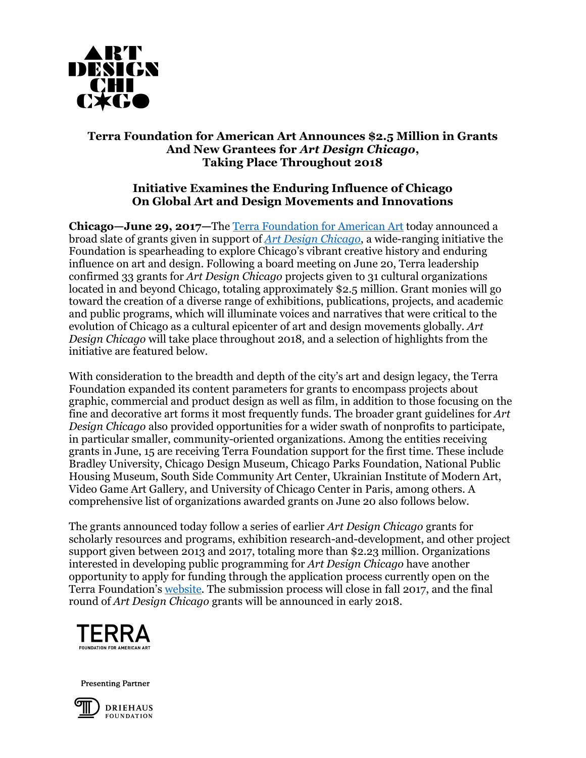ART DESIGN CHICAGO

## Terra Foundation for American Art Announces $2.5 Million in Grants And New Grantees for *Art Design Chicago*, Taking Place Throughout 2018

### Initiative Examines the Enduring Influence of Chicago On Global Art and Design Movements and Innovations

**Chicago—June 29, 2017—**The Terra Foundation for American Art today announced a broad slate of grants given in support of *Art Design Chicago*, a wide-ranging initiative the Foundation is spearheading to explore Chicago's vibrant creative history and enduring influence on art and design. Following a board meeting on June 20, Terra leadership confirmed 33 grants for *Art Design Chicago* projects given to 31 cultural organizations located in and beyond Chicago, totaling approximately $2.5 million. Grant monies will go toward the creation of a diverse range of exhibitions, publications, projects, and academic and public programs, which will illuminate voices and narratives that were critical to the evolution of Chicago as a cultural epicenter of art and design movements globally. *Art Design Chicago* will take place throughout 2018, and a selection of highlights from the initiative are featured below.

With consideration to the breadth and depth of the city's art and design legacy, the Terra Foundation expanded its content parameters for grants to encompass projects about graphic, commercial and product design as well as film, in addition to those focusing on the fine and decorative art forms it most frequently funds. The broader grant guidelines for *Art Design Chicago* also provided opportunities for a wider swath of nonprofits to participate, in particular smaller, community-oriented organizations. Among the entities receiving grants in June, 15 are receiving Terra Foundation support for the first time. These include Bradley University, Chicago Design Museum, Chicago Parks Foundation, National Public Housing Museum, South Side Community Art Center, Ukrainian Institute of Modern Art, Video Game Art Gallery, and University of Chicago Center in Paris, among others. A comprehensive list of organizations awarded grants on June 20 also follows below.

The grants announced today follow a series of earlier *Art Design Chicago* grants for scholarly resources and programs, exhibition research-and-development, and other project support given between 2013 and 2017, totaling more than $2.23 million. Organizations interested in developing public programming for *Art Design Chicago* have another opportunity to apply for funding through the application process currently open on the Terra Foundation's website. The submission process will close in fall 2017, and the final round of *Art Design Chicago* grants will be announced in early 2018.

TERRA FOUNDATION FOR AMERICAN ART

Presenting Partner

DRIEHAUS FOUNDATION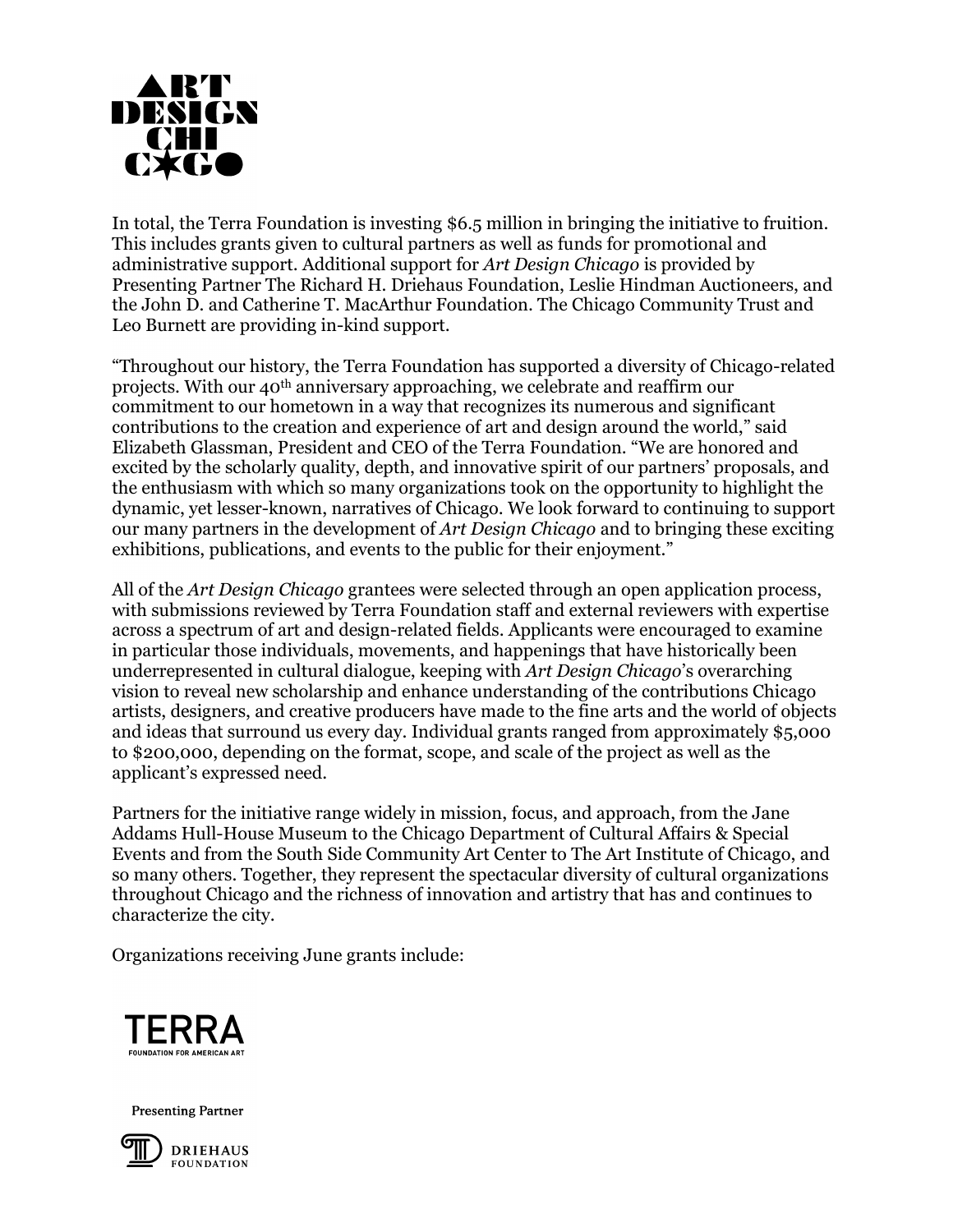In total, the Terra Foundation is investing $6.5 million in bringing the initiative to fruition. This includes grants given to cultural partners as well as funds for promotional and administrative support. Additional support for *Art Design Chicago* is provided by Presenting Partner The Richard H. Driehaus Foundation, Leslie Hindman Auctioneers, and the John D. and Catherine T. MacArthur Foundation. The Chicago Community Trust and Leo Burnett are providing in-kind support.

"Throughout our history, the Terra Foundation has supported a diversity of Chicago-related projects. With our 40th anniversary approaching, we celebrate and reaffirm our commitment to our hometown in a way that recognizes its numerous and significant contributions to the creation and experience of art and design around the world," said Elizabeth Glassman, President and CEO of the Terra Foundation. "We are honored and excited by the scholarly quality, depth, and innovative spirit of our partners' proposals, and the enthusiasm with which so many organizations took on the opportunity to highlight the dynamic, yet lesser-known, narratives of Chicago. We look forward to continuing to support our many partners in the development of *Art Design Chicago* and to bringing these exciting exhibitions, publications, and events to the public for their enjoyment."

All of the *Art Design Chicago* grantees were selected through an open application process, with submissions reviewed by Terra Foundation staff and external reviewers with expertise across a spectrum of art and design-related fields. Applicants were encouraged to examine in particular those individuals, movements, and happenings that have historically been underrepresented in cultural dialogue, keeping with *Art Design Chicago*'s overarching vision to reveal new scholarship and enhance understanding of the contributions Chicago artists, designers, and creative producers have made to the fine arts and the world of objects and ideas that surround us every day. Individual grants ranged from approximately $5,000 to $200,000, depending on the format, scope, and scale of the project as well as the applicant's expressed need.

Partners for the initiative range widely in mission, focus, and approach, from the Jane Addams Hull-House Museum to the Chicago Department of Cultural Affairs & Special Events and from the South Side Community Art Center to The Art Institute of Chicago, and so many others. Together, they represent the spectacular diversity of cultural organizations throughout Chicago and the richness of innovation and artistry that has and continues to characterize the city.

Organizations receiving June grants include: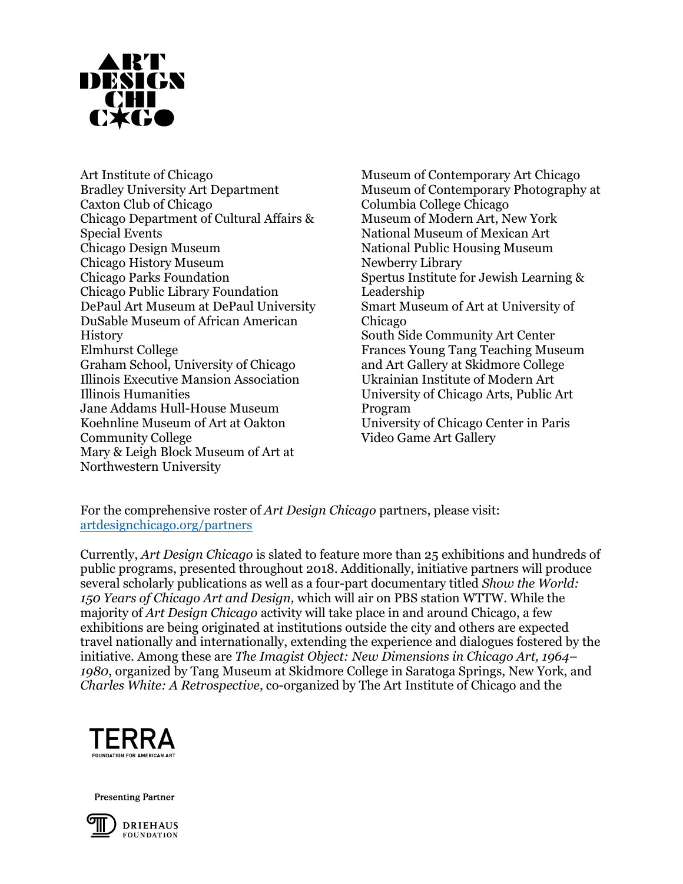Art Institute of Chicago
Bradley University Art Department
Caxton Club of Chicago
Chicago Department of Cultural Affairs & Special Events
Chicago Design Museum
Chicago History Museum
Chicago Parks Foundation
Chicago Public Library Foundation
DePaul Art Museum at DePaul University
DuSable Museum of African American History
Elmhurst College
Graham School, University of Chicago
Illinois Executive Mansion Association
Illinois Humanities
Jane Addams Hull-House Museum
Koehnline Museum of Art at Oakton Community College
Mary & Leigh Block Museum of Art at Northwestern University
Museum of Contemporary Art Chicago
Museum of Contemporary Photography at Columbia College Chicago
Museum of Modern Art, New York
National Museum of Mexican Art
National Public Housing Museum
Newberry Library
Spertus Institute for Jewish Learning & Leadership
Smart Museum of Art at University of Chicago
South Side Community Art Center
Frances Young Tang Teaching Museum and Art Gallery at Skidmore College
Ukrainian Institute of Modern Art
University of Chicago Arts, Public Art Program
University of Chicago Center in Paris
Video Game Art Gallery

For the comprehensive roster of *Art Design Chicago* partners, please visit: artdesignchicago.org/partners

Currently, *Art Design Chicago* is slated to feature more than 25 exhibitions and hundreds of public programs, presented throughout 2018. Additionally, initiative partners will produce several scholarly publications as well as a four-part documentary titled *Show the World: 150 Years of Chicago Art and Design,* which will air on PBS station WTTW. While the majority of *Art Design Chicago* activity will take place in and around Chicago, a few exhibitions are being originated at institutions outside the city and others are expected travel nationally and internationally, extending the experience and dialogues fostered by the initiative. Among these are *The Imagist Object: New Dimensions in Chicago Art, 1964–1980*, organized by Tang Museum at Skidmore College in Saratoga Springs, New York, and *Charles White: A Retrospective*, co-organized by The Art Institute of Chicago and the

Presenting Partner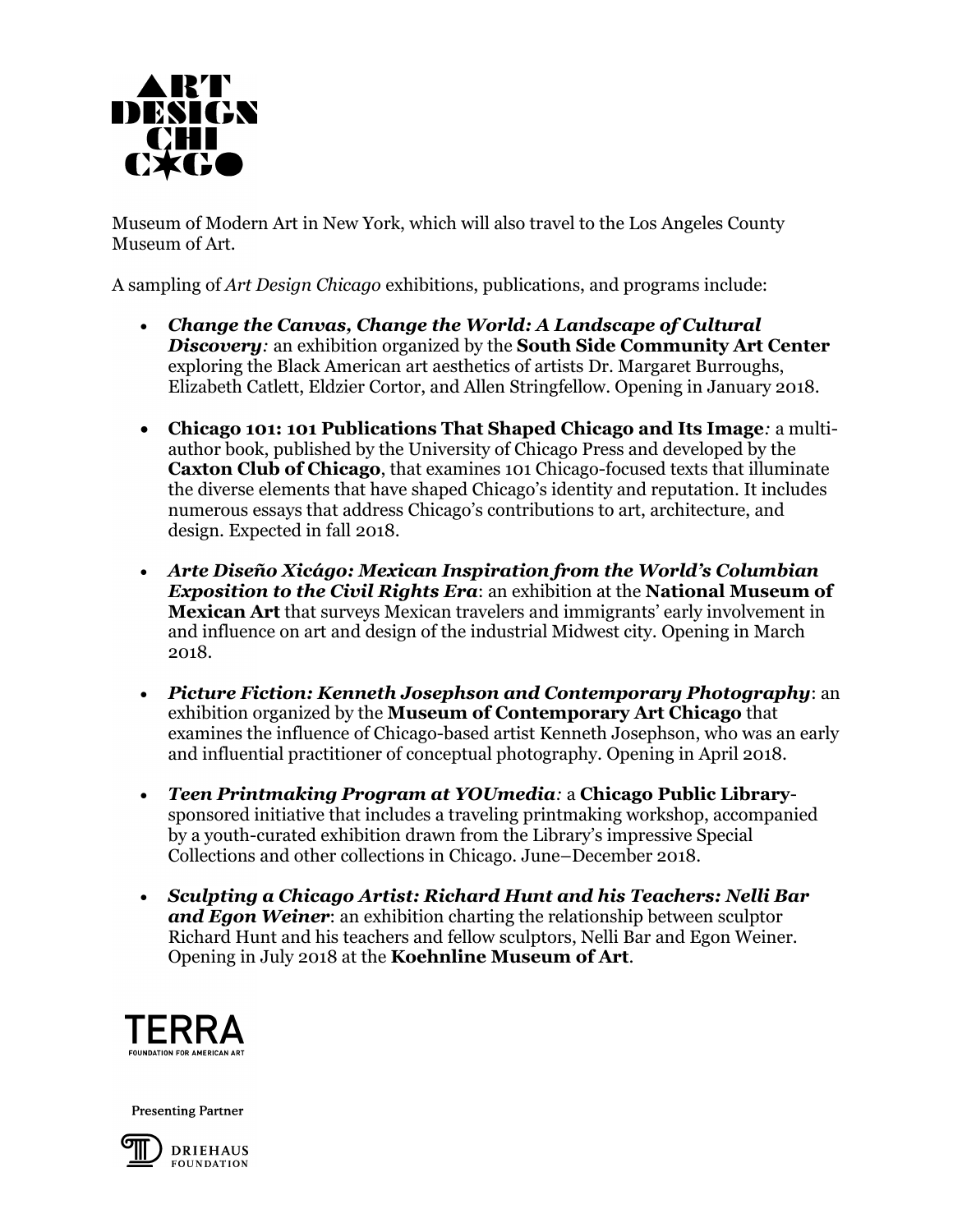Museum of Modern Art in New York, which will also travel to the Los Angeles County Museum of Art.

A sampling of *Art Design Chicago* exhibitions, publications, and programs include:

- ***Change the Canvas, Change the World: A Landscape of Cultural Discovery****:* an exhibition organized by the **South Side Community Art Center** exploring the Black American art aesthetics of artists Dr. Margaret Burroughs, Elizabeth Catlett, Eldzier Cortor, and Allen Stringfellow. Opening in January 2018.

- **Chicago 101: 101 Publications That Shaped Chicago and Its Image***:* a multi-author book, published by the University of Chicago Press and developed by the **Caxton Club of Chicago**, that examines 101 Chicago-focused texts that illuminate the diverse elements that have shaped Chicago's identity and reputation. It includes numerous essays that address Chicago's contributions to art, architecture, and design. Expected in fall 2018.

- ***Arte Diseño Xicágo: Mexican Inspiration from the World's Columbian Exposition to the Civil Rights Era***: an exhibition at the **National Museum of Mexican Art** that surveys Mexican travelers and immigrants' early involvement in and influence on art and design of the industrial Midwest city. Opening in March 2018.

- ***Picture Fiction: Kenneth Josephson and Contemporary Photography***: an exhibition organized by the **Museum of Contemporary Art Chicago** that examines the influence of Chicago-based artist Kenneth Josephson, who was an early and influential practitioner of conceptual photography. Opening in April 2018.

- ***Teen Printmaking Program at YOUmedia****:* a **Chicago Public Library**-sponsored initiative that includes a traveling printmaking workshop, accompanied by a youth-curated exhibition drawn from the Library's impressive Special Collections and other collections in Chicago. June–December 2018.

- ***Sculpting a Chicago Artist: Richard Hunt and his Teachers: Nelli Bar and Egon Weiner***: an exhibition charting the relationship between sculptor Richard Hunt and his teachers and fellow sculptors, Nelli Bar and Egon Weiner. Opening in July 2018 at the **Koehnline Museum of Art**.

Presenting Partner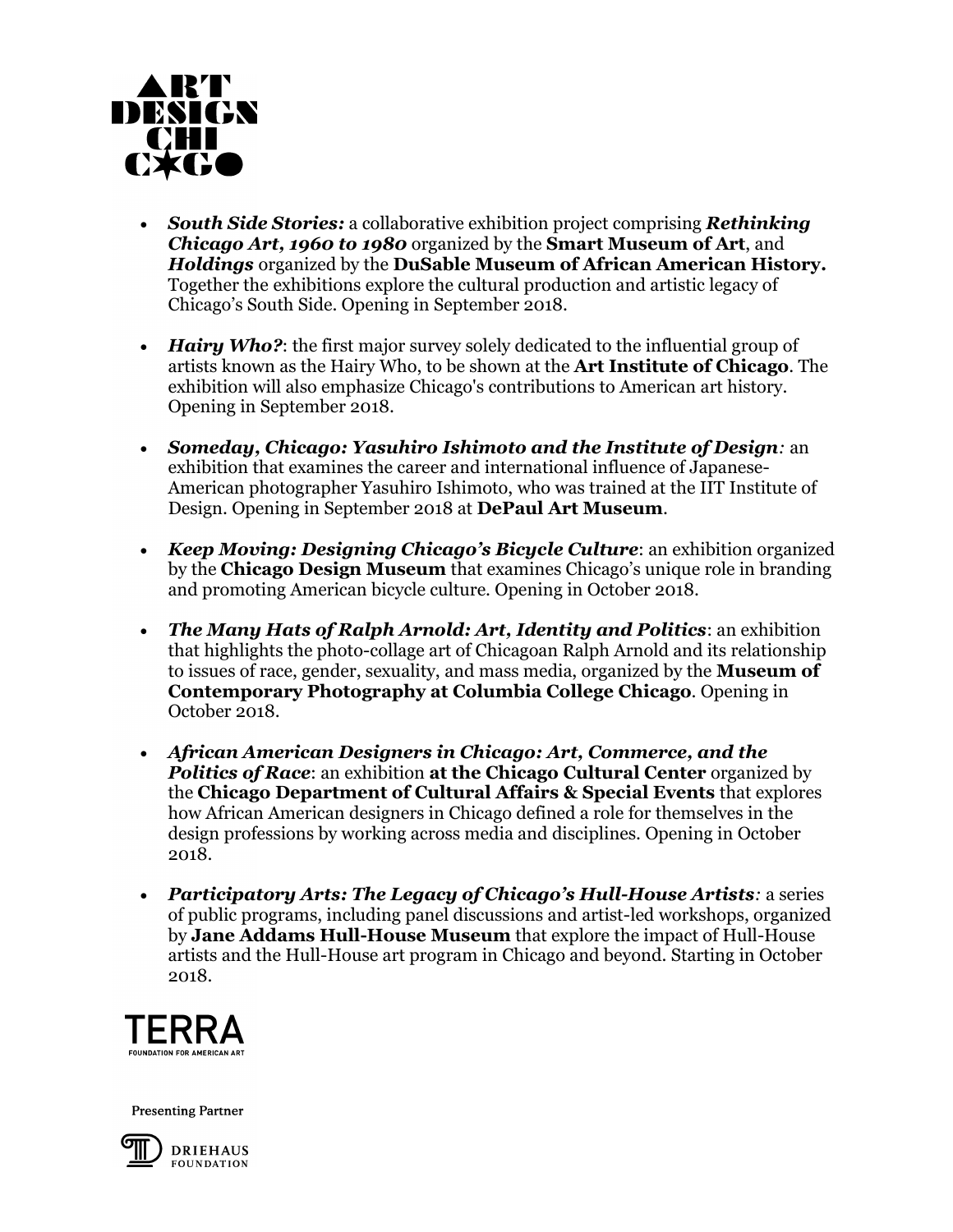- ***South Side Stories:*** a collaborative exhibition project comprising ***Rethinking Chicago Art, 1960 to 1980*** organized by the **Smart Museum of Art**, and ***Holdings*** organized by the **DuSable Museum of African American History.** Together the exhibitions explore the cultural production and artistic legacy of Chicago's South Side. Opening in September 2018.

- ***Hairy Who?***: the first major survey solely dedicated to the influential group of artists known as the Hairy Who, to be shown at the **Art Institute of Chicago**. The exhibition will also emphasize Chicago's contributions to American art history. Opening in September 2018.

- ***Someday, Chicago: Yasuhiro Ishimoto and the Institute of Design:*** an exhibition that examines the career and international influence of Japanese-American photographer Yasuhiro Ishimoto, who was trained at the IIT Institute of Design. Opening in September 2018 at **DePaul Art Museum**.

- ***Keep Moving: Designing Chicago's Bicycle Culture***: an exhibition organized by the **Chicago Design Museum** that examines Chicago's unique role in branding and promoting American bicycle culture. Opening in October 2018.

- ***The Many Hats of Ralph Arnold: Art, Identity and Politics***: an exhibition that highlights the photo-collage art of Chicagoan Ralph Arnold and its relationship to issues of race, gender, sexuality, and mass media, organized by the **Museum of Contemporary Photography at Columbia College Chicago**. Opening in October 2018.

- ***African American Designers in Chicago: Art, Commerce, and the Politics of Race***: an exhibition **at the Chicago Cultural Center** organized by the **Chicago Department of Cultural Affairs & Special Events** that explores how African American designers in Chicago defined a role for themselves in the design professions by working across media and disciplines. Opening in October 2018.

- ***Participatory Arts: The Legacy of Chicago's Hull-House Artists:*** a series of public programs, including panel discussions and artist-led workshops, organized by **Jane Addams Hull-House Museum** that explore the impact of Hull-House artists and the Hull-House art program in Chicago and beyond. Starting in October 2018.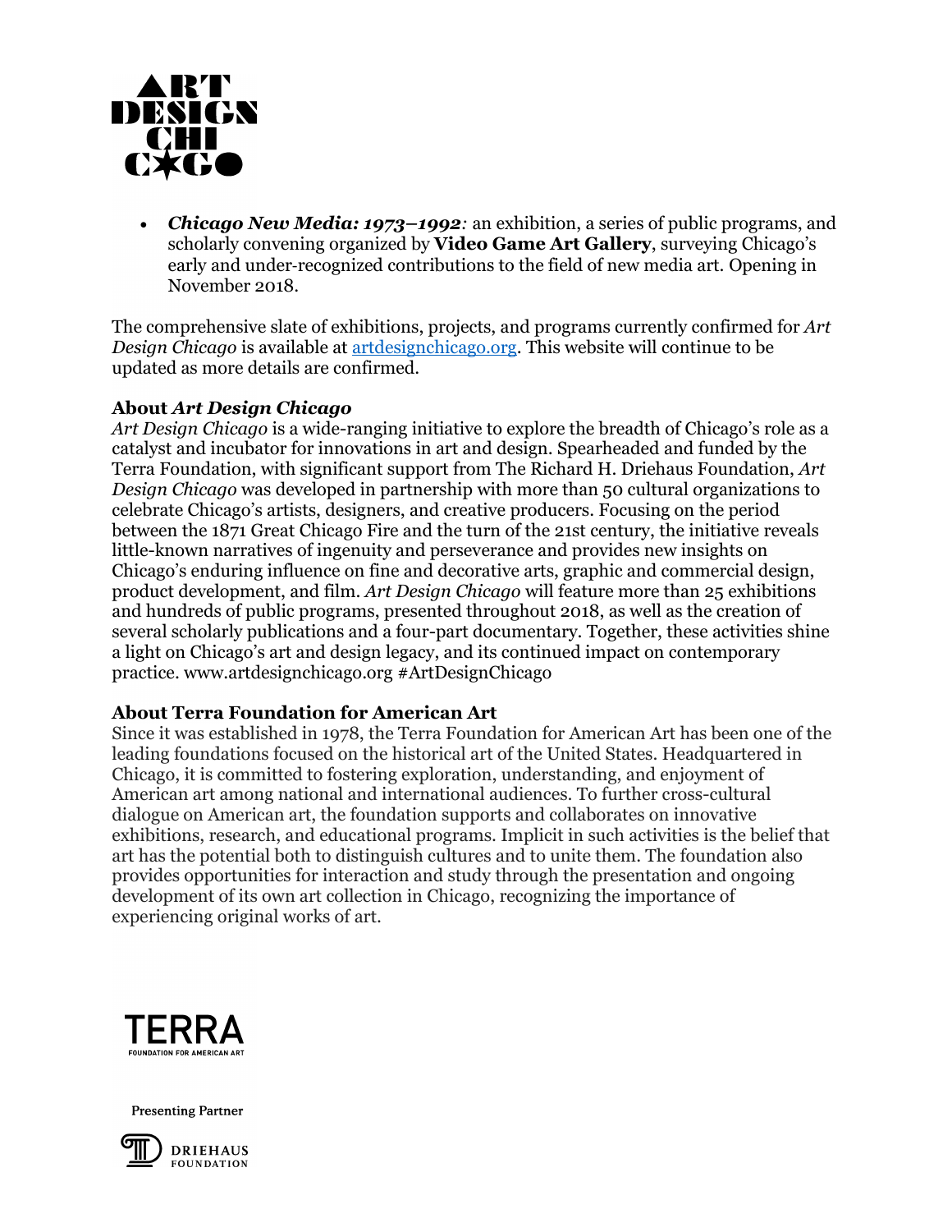- ***Chicago New Media: 1973–1992****:* an exhibition, a series of public programs, and scholarly convening organized by **Video Game Art Gallery**, surveying Chicago's early and under-recognized contributions to the field of new media art. Opening in November 2018.

The comprehensive slate of exhibitions, projects, and programs currently confirmed for *Art Design Chicago* is available at [artdesignchicago.org](artdesignchicago.org). This website will continue to be updated as more details are confirmed.

**About *Art Design Chicago***
*Art Design Chicago* is a wide-ranging initiative to explore the breadth of Chicago's role as a catalyst and incubator for innovations in art and design. Spearheaded and funded by the Terra Foundation, with significant support from The Richard H. Driehaus Foundation, *Art Design Chicago* was developed in partnership with more than 50 cultural organizations to celebrate Chicago's artists, designers, and creative producers. Focusing on the period between the 1871 Great Chicago Fire and the turn of the 21st century, the initiative reveals little-known narratives of ingenuity and perseverance and provides new insights on Chicago's enduring influence on fine and decorative arts, graphic and commercial design, product development, and film. *Art Design Chicago* will feature more than 25 exhibitions and hundreds of public programs, presented throughout 2018, as well as the creation of several scholarly publications and a four-part documentary. Together, these activities shine a light on Chicago's art and design legacy, and its continued impact on contemporary practice. www.artdesignchicago.org #ArtDesignChicago

**About Terra Foundation for American Art**
Since it was established in 1978, the Terra Foundation for American Art has been one of the leading foundations focused on the historical art of the United States. Headquartered in Chicago, it is committed to fostering exploration, understanding, and enjoyment of American art among national and international audiences. To further cross-cultural dialogue on American art, the foundation supports and collaborates on innovative exhibitions, research, and educational programs. Implicit in such activities is the belief that art has the potential both to distinguish cultures and to unite them. The foundation also provides opportunities for interaction and study through the presentation and ongoing development of its own art collection in Chicago, recognizing the importance of experiencing original works of art.

TERRA
FOUNDATION FOR AMERICAN ART

Presenting Partner

DRIEHAUS FOUNDATION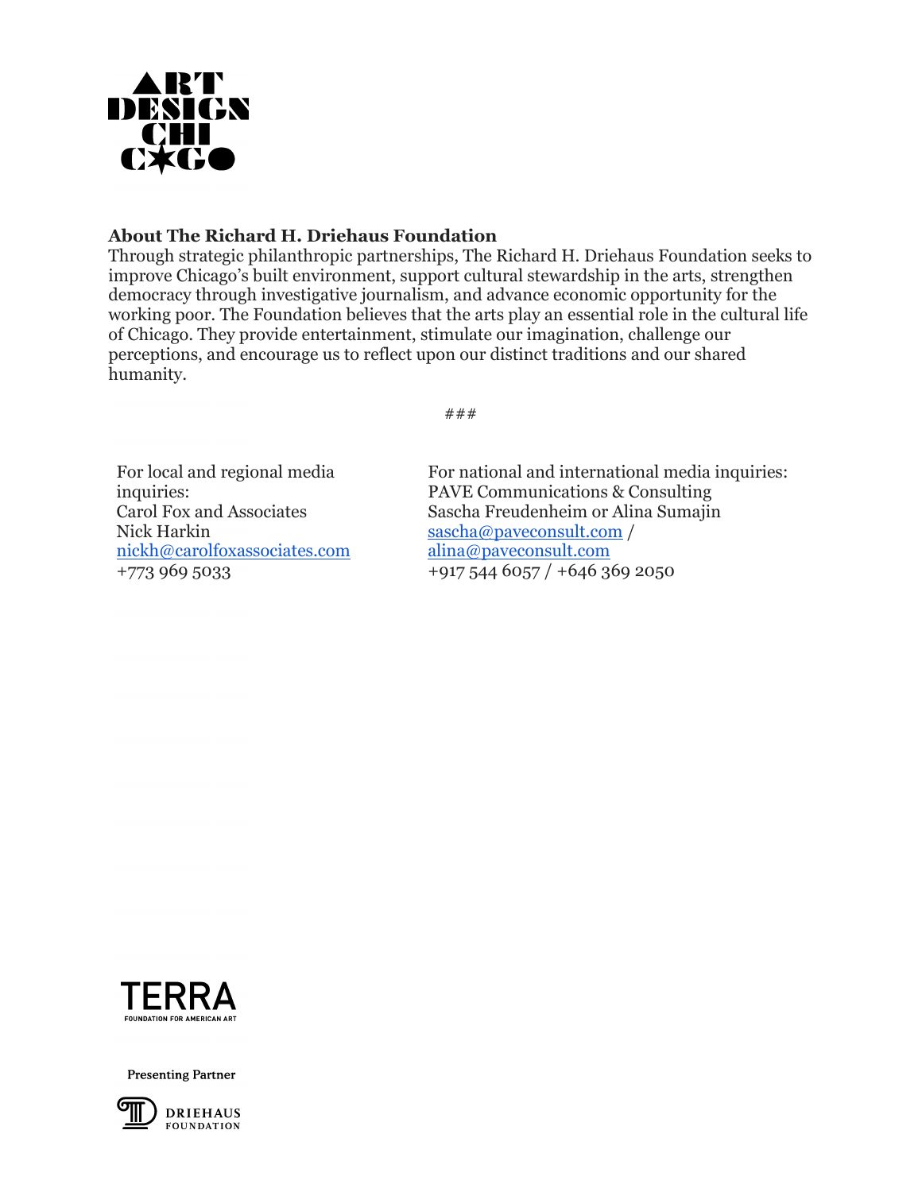ART DESIGN CHICAGO

**About The Richard H. Driehaus Foundation**

Through strategic philanthropic partnerships, The Richard H. Driehaus Foundation seeks to improve Chicago's built environment, support cultural stewardship in the arts, strengthen democracy through investigative journalism, and advance economic opportunity for the working poor. The Foundation believes that the arts play an essential role in the cultural life of Chicago. They provide entertainment, stimulate our imagination, challenge our perceptions, and encourage us to reflect upon our distinct traditions and our shared humanity.

###

For local and regional media inquiries:
Carol Fox and Associates
Nick Harkin
nickh@carolfoxassociates.com
+773 969 5033

For national and international media inquiries:
PAVE Communications & Consulting
Sascha Freudenheim or Alina Sumajin
sascha@paveconsult.com / alina@paveconsult.com
+917 544 6057 / +646 369 2050

TERRA FOUNDATION FOR AMERICAN ART

Presenting Partner

DRIEHAUS FOUNDATION